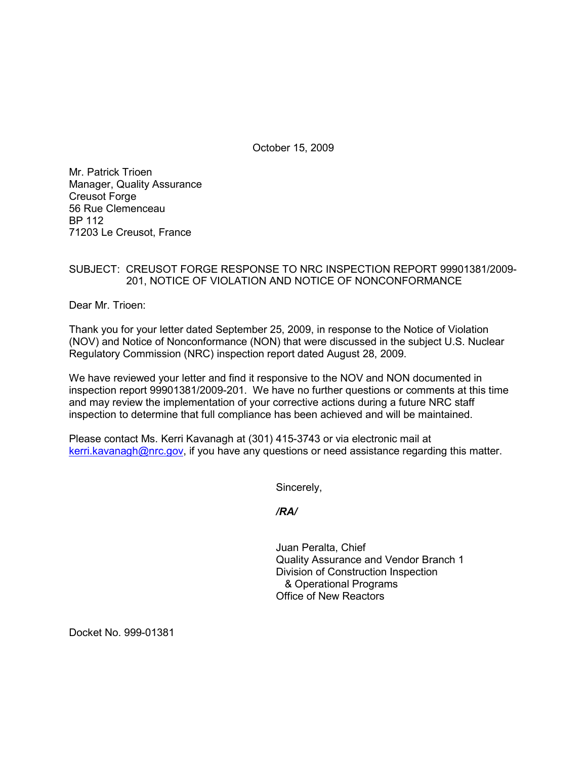October 15, 2009

Mr. Patrick Trioen
Manager, Quality Assurance
Creusot Forge
56 Rue Clemenceau
BP 112
71203 Le Creusot, France

SUBJECT: CREUSOT FORGE RESPONSE TO NRC INSPECTION REPORT 99901381/2009-201, NOTICE OF VIOLATION AND NOTICE OF NONCONFORMANCE

Dear Mr. Trioen:

Thank you for your letter dated September 25, 2009, in response to the Notice of Violation (NOV) and Notice of Nonconformance (NON) that were discussed in the subject U.S. Nuclear Regulatory Commission (NRC) inspection report dated August 28, 2009.

We have reviewed your letter and find it responsive to the NOV and NON documented in inspection report 99901381/2009-201. We have no further questions or comments at this time and may review the implementation of your corrective actions during a future NRC staff inspection to determine that full compliance has been achieved and will be maintained.

Please contact Ms. Kerri Kavanagh at (301) 415-3743 or via electronic mail at kerri.kavanagh@nrc.gov, if you have any questions or need assistance regarding this matter.

Sincerely,

*/RA/*

Juan Peralta, Chief
Quality Assurance and Vendor Branch 1
Division of Construction Inspection
& Operational Programs
Office of New Reactors

Docket No. 999-01381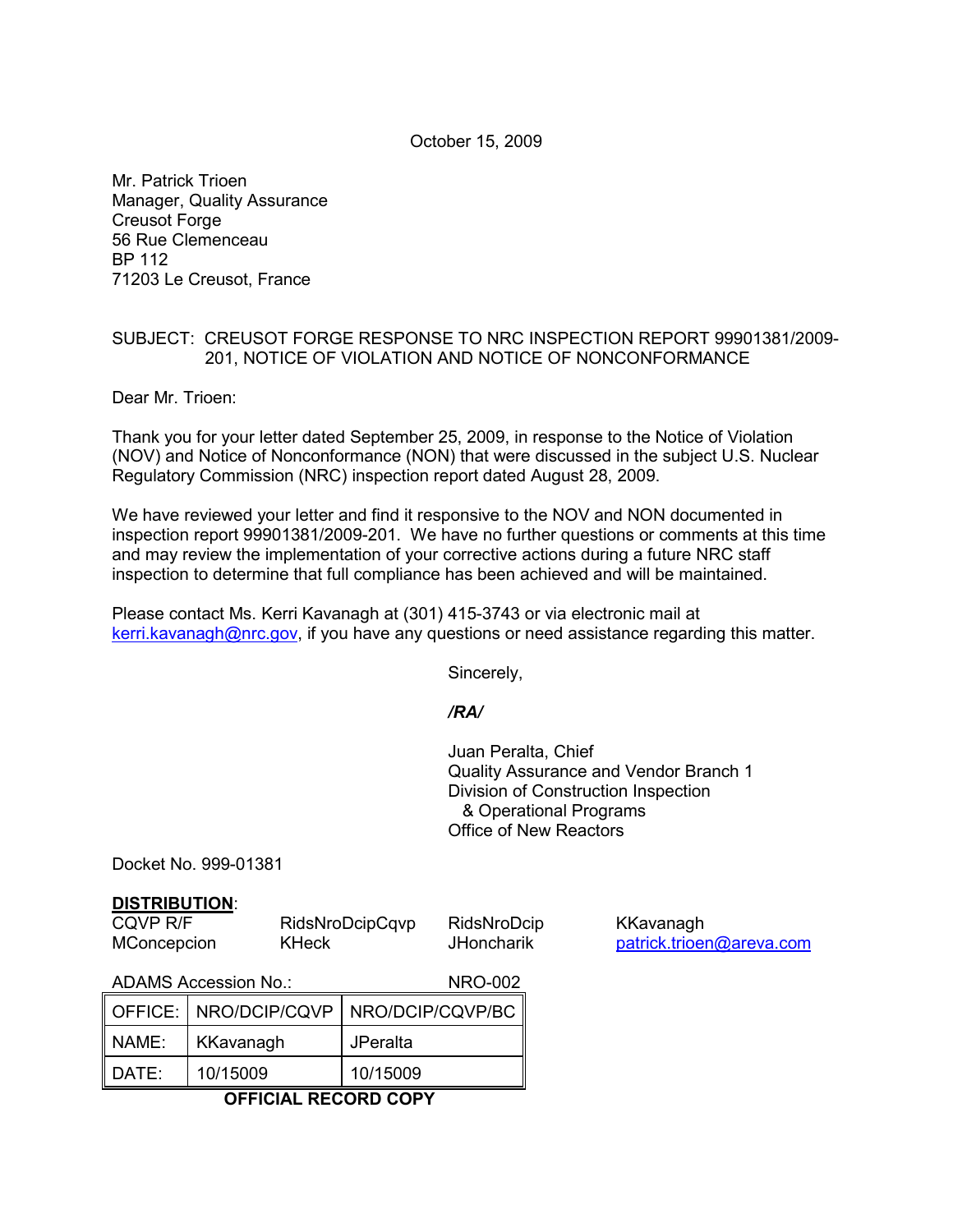October 15, 2009

Mr. Patrick Trioen
Manager, Quality Assurance
Creusot Forge
56 Rue Clemenceau
BP 112
71203 Le Creusot, France

SUBJECT: CREUSOT FORGE RESPONSE TO NRC INSPECTION REPORT 99901381/2009-201, NOTICE OF VIOLATION AND NOTICE OF NONCONFORMANCE

Dear Mr. Trioen:

Thank you for your letter dated September 25, 2009, in response to the Notice of Violation (NOV) and Notice of Nonconformance (NON) that were discussed in the subject U.S. Nuclear Regulatory Commission (NRC) inspection report dated August 28, 2009.

We have reviewed your letter and find it responsive to the NOV and NON documented in inspection report 99901381/2009-201. We have no further questions or comments at this time and may review the implementation of your corrective actions during a future NRC staff inspection to determine that full compliance has been achieved and will be maintained.

Please contact Ms. Kerri Kavanagh at (301) 415-3743 or via electronic mail at kerri.kavanagh@nrc.gov, if you have any questions or need assistance regarding this matter.

Sincerely,

*/RA/*

Juan Peralta, Chief
Quality Assurance and Vendor Branch 1
Division of Construction Inspection
& Operational Programs
Office of New Reactors

Docket No. 999-01381

**DISTRIBUTION**:

CQVP R/F RidsNroDcipCqvp RidsNroDcip KKavanagh
MConcepcion KHeck JHoncharik patrick.trioen@areva.com

ADAMS Accession No.: NRO-002

| | | |
|---|---|---|
| OFFICE: | NRO/DCIP/CQVP | NRO/DCIP/CQVP/BC |
| NAME: | KKavanagh | JPeralta |
| DATE: | 10/15009 | 10/15009 |

**OFFICIAL RECORD COPY**